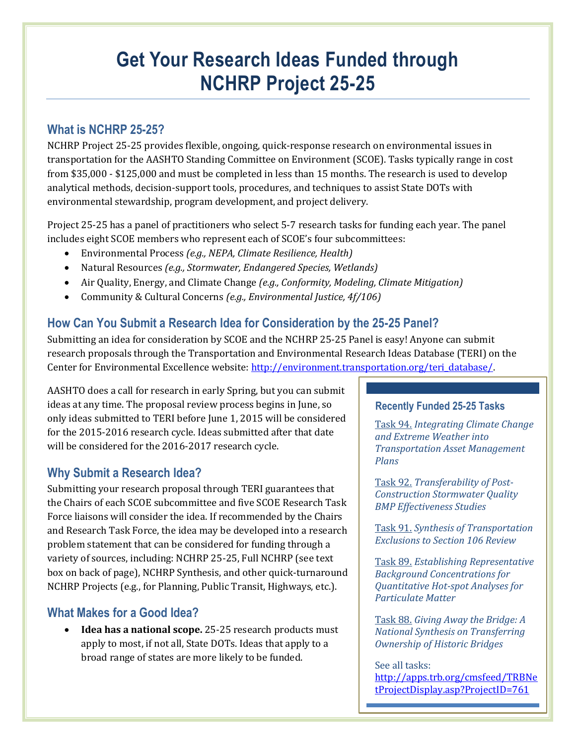# Get Your Research Ideas Funded through NCHRP Project 25-25

## What is NCHRP 25-25?

NCHRP Project 25-25 provides flexible, ongoing, quick-response research on environmental issues in transportation for the AASHTO Standing Committee on Environment (SCOE). Tasks typically range in cost from $35,000 - $125,000 and must be completed in less than 15 months. The research is used to develop analytical methods, decision-support tools, procedures, and techniques to assist State DOTs with environmental stewardship, program development, and project delivery.

Project 25-25 has a panel of practitioners who select 5-7 research tasks for funding each year. The panel includes eight SCOE members who represent each of SCOE's four subcommittees:

- Environmental Process *(e.g., NEPA, Climate Resilience, Health)*
- Natural Resources *(e.g., Stormwater, Endangered Species, Wetlands)*
- Air Quality, Energy, and Climate Change *(e.g., Conformity, Modeling, Climate Mitigation)*
- Community & Cultural Concerns *(e.g., Environmental Justice, 4f/106)*

## How Can You Submit a Research Idea for Consideration by the 25-25 Panel?

Submitting an idea for consideration by SCOE and the NCHRP 25-25 Panel is easy! Anyone can submit research proposals through the Transportation and Environmental Research Ideas Database (TERI) on the Center for Environmental Excellence website: [http://environment.transportation.org/teri_database/](http://environment.transportation.org/teri_database/).

AASHTO does a call for research in early Spring, but you can submit ideas at any time. The proposal review process begins in June, so only ideas submitted to TERI before June 1, 2015 will be considered for the 2015-2016 research cycle. Ideas submitted after that date will be considered for the 2016-2017 research cycle.

## Why Submit a Research Idea?

Submitting your research proposal through TERI guarantees that the Chairs of each SCOE subcommittee and five SCOE Research Task Force liaisons will consider the idea. If recommended by the Chairs and Research Task Force, the idea may be developed into a research problem statement that can be considered for funding through a variety of sources, including: NCHRP 25-25, Full NCHRP (see text box on back of page), NCHRP Synthesis, and other quick-turnaround NCHRP Projects (e.g., for Planning, Public Transit, Highways, etc.).

## What Makes for a Good Idea?

- **Idea has a national scope.** 25-25 research products must apply to most, if not all, State DOTs. Ideas that apply to a broad range of states are more likely to be funded.

### Recently Funded 25-25 Tasks

Task 94. *Integrating Climate Change and Extreme Weather into Transportation Asset Management Plans*

Task 92. *Transferability of Post-Construction Stormwater Quality BMP Effectiveness Studies*

Task 91. *Synthesis of Transportation Exclusions to Section 106 Review*

Task 89. *Establishing Representative Background Concentrations for Quantitative Hot-spot Analyses for Particulate Matter*

Task 88. *Giving Away the Bridge: A National Synthesis on Transferring Ownership of Historic Bridges*

See all tasks: [http://apps.trb.org/cmsfeed/TRBNetProjectDisplay.asp?ProjectID=761](http://apps.trb.org/cmsfeed/TRBNetProjectDisplay.asp?ProjectID=761)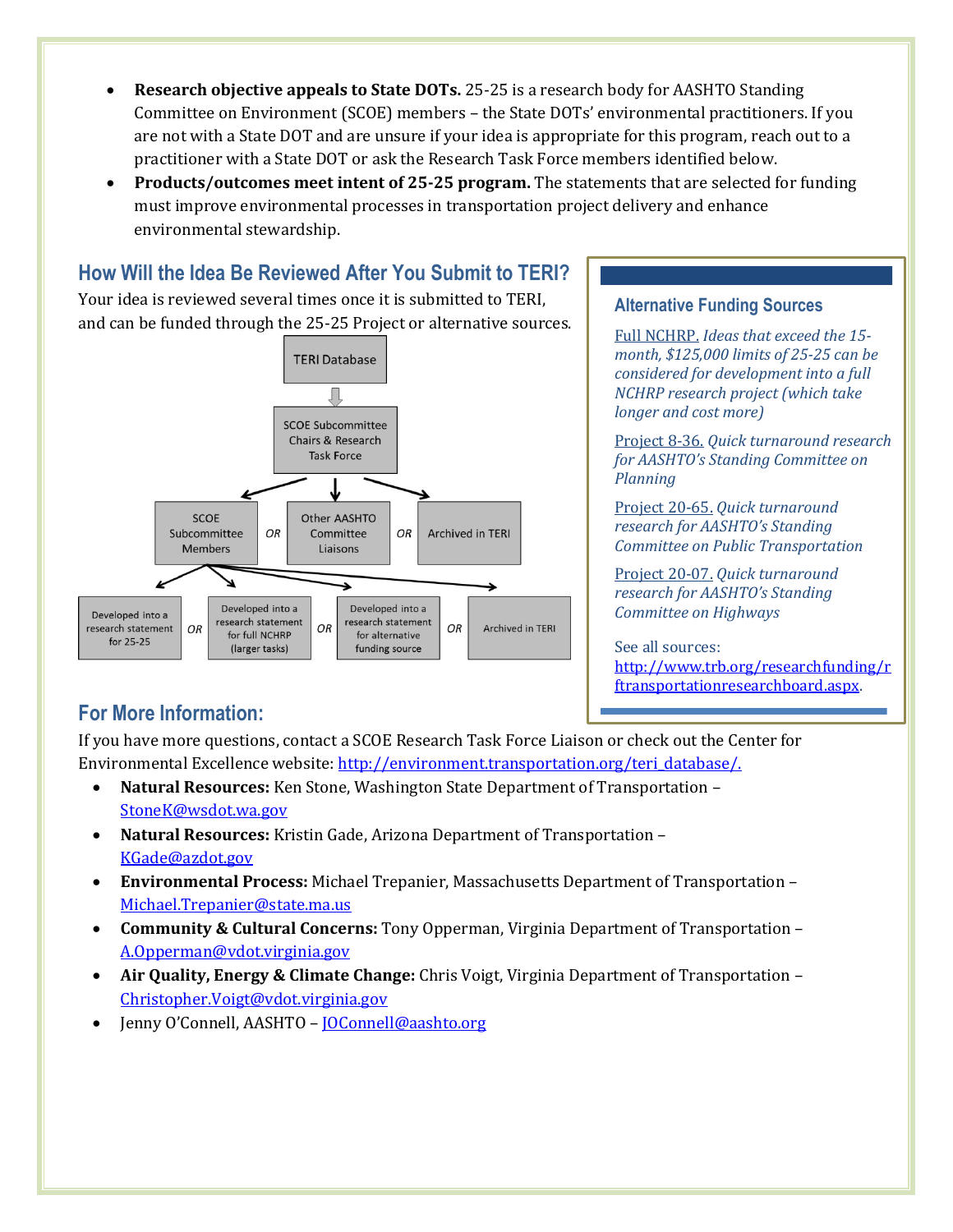- **Research objective appeals to State DOTs.** 25-25 is a research body for AASHTO Standing Committee on Environment (SCOE) members – the State DOTs' environmental practitioners. If you are not with a State DOT and are unsure if your idea is appropriate for this program, reach out to a practitioner with a State DOT or ask the Research Task Force members identified below.
- **Products/outcomes meet intent of 25-25 program.** The statements that are selected for funding must improve environmental processes in transportation project delivery and enhance environmental stewardship.

## How Will the Idea Be Reviewed After You Submit to TERI?

Your idea is reviewed several times once it is submitted to TERI, and can be funded through the 25-25 Project or alternative sources.

TERI Database

SCOE Subcommittee Chairs & Research Task Force

SCOE Subcommittee Members OR Other AASHTO Committee Liaisons OR Archived in TERI

Developed into a research statement for 25-25 OR Developed into a research statement for full NCHRP (larger tasks) OR Developed into a research statement for alternative funding source OR Archived in TERI

### Alternative Funding Sources

Full NCHRP. *Ideas that exceed the 15-month, $125,000 limits of 25-25 can be considered for development into a full NCHRP research project (which take longer and cost more)*

Project 8-36. *Quick turnaround research for AASHTO's Standing Committee on Planning*

Project 20-65. *Quick turnaround research for AASHTO's Standing Committee on Public Transportation*

Project 20-07. *Quick turnaround research for AASHTO's Standing Committee on Highways*

See all sources: http://www.trb.org/researchfunding/rftransportationresearchboard.aspx.

## For More Information:

If you have more questions, contact a SCOE Research Task Force Liaison or check out the Center for Environmental Excellence website: http://environment.transportation.org/teri_database/.

- **Natural Resources:** Ken Stone, Washington State Department of Transportation – StoneK@wsdot.wa.gov
- **Natural Resources:** Kristin Gade, Arizona Department of Transportation – KGade@azdot.gov
- **Environmental Process:** Michael Trepanier, Massachusetts Department of Transportation – Michael.Trepanier@state.ma.us
- **Community & Cultural Concerns:** Tony Opperman, Virginia Department of Transportation – A.Opperman@vdot.virginia.gov
- **Air Quality, Energy & Climate Change:** Chris Voigt, Virginia Department of Transportation – Christopher.Voigt@vdot.virginia.gov
- Jenny O'Connell, AASHTO – JOConnell@aashto.org